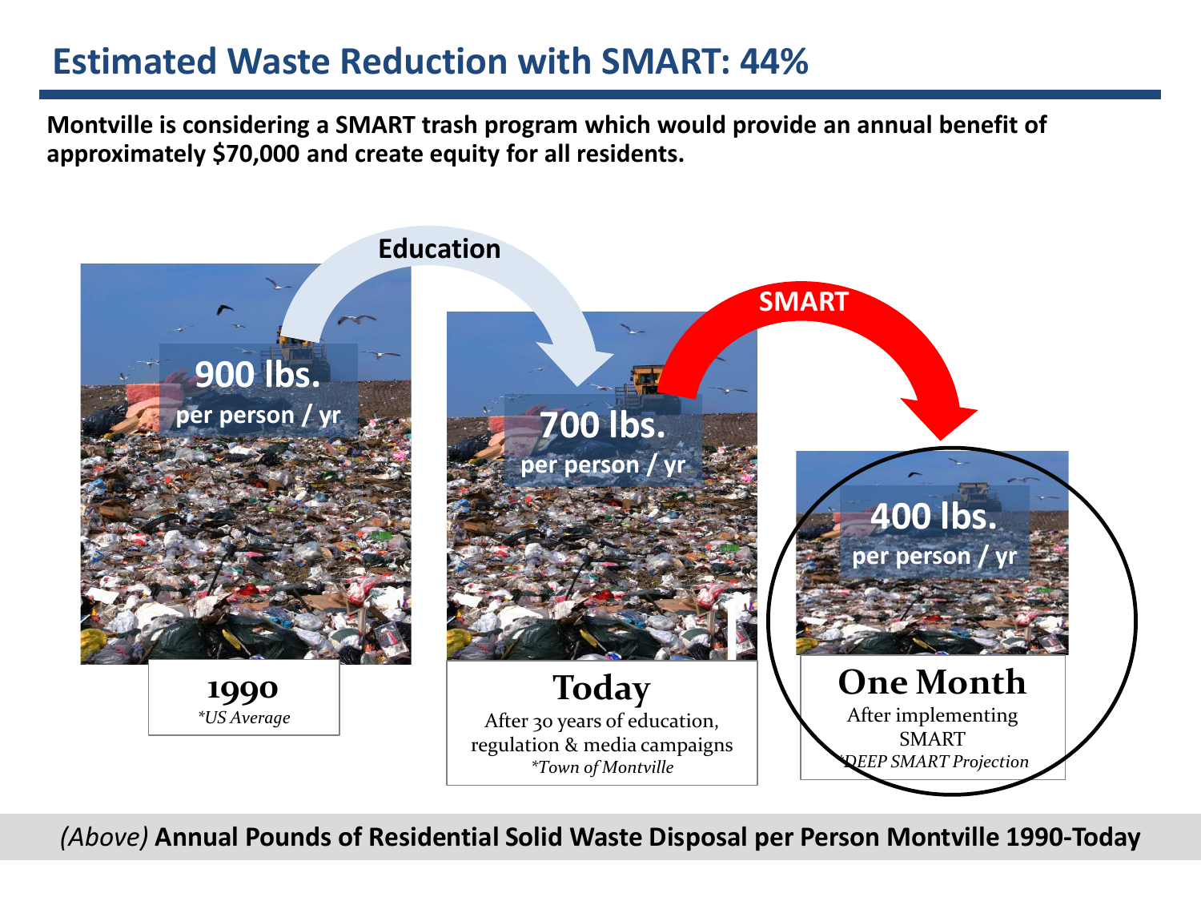# Estimated Waste Reduction with SMART: 44%

**Montville is considering a SMART trash program which would provide an annual benefit of approximately $70,000 and create equity for all residents.**

**Education**

**900 lbs.**
**per person / yr**

**1990**
*\*US Average*

**SMART**

**700 lbs.**
**per person / yr**

**Today**
After 30 years of education, regulation & media campaigns
*\*Town of Montville*

**400 lbs.**
**per person / yr**

**One Month**
After implementing SMART
*\*DEEP SMART Projection*

*(Above)* **Annual Pounds of Residential Solid Waste Disposal per Person Montville 1990-Today**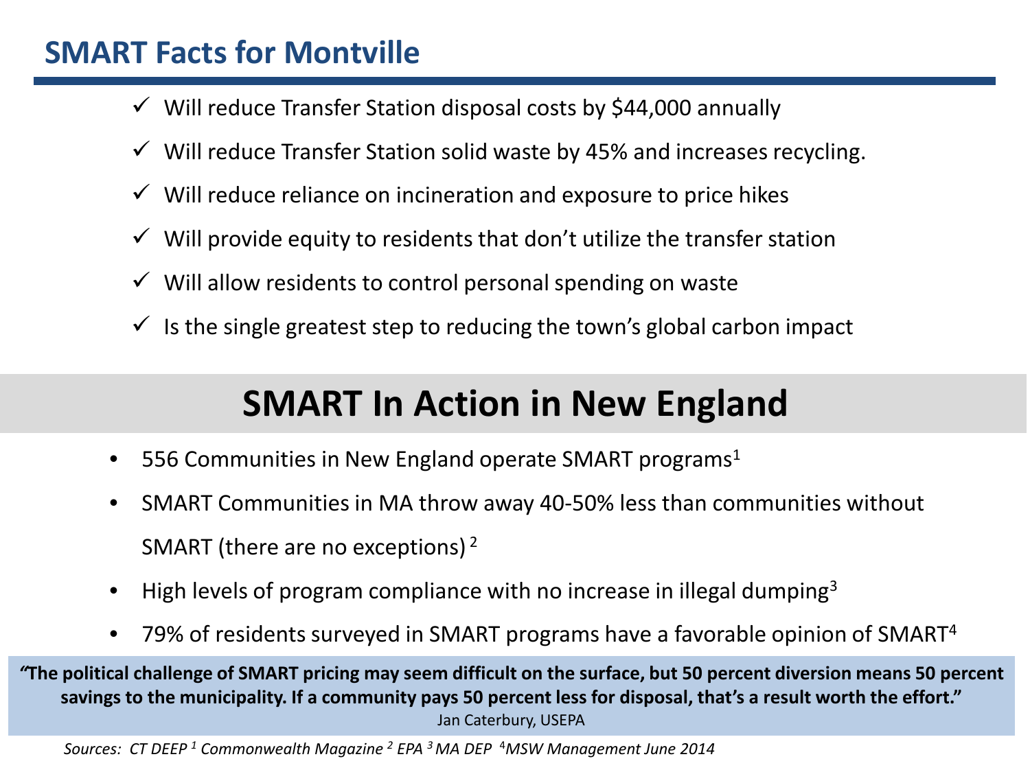## SMART Facts for Montville

- ✓ Will reduce Transfer Station disposal costs by $44,000 annually
- ✓ Will reduce Transfer Station solid waste by 45% and increases recycling.
- ✓ Will reduce reliance on incineration and exposure to price hikes
- ✓ Will provide equity to residents that don’t utilize the transfer station
- ✓ Will allow residents to control personal spending on waste
- ✓ Is the single greatest step to reducing the town’s global carbon impact

## SMART In Action in New England

- 556 Communities in New England operate SMART programs[1]
- SMART Communities in MA throw away 40-50% less than communities without SMART (there are no exceptions) [2]
- High levels of program compliance with no increase in illegal dumping[3]
- 79% of residents surveyed in SMART programs have a favorable opinion of SMART[4]

**“The political challenge of SMART pricing may seem difficult on the surface, but 50 percent diversion means 50 percent savings to the municipality. If a community pays 50 percent less for disposal, that’s a result worth the effort.”**

Jan Caterbury, USEPA

*Sources: CT DEEP [1] Commonwealth Magazine [2] EPA [3] MA DEP [4] MSW Management June 2014*